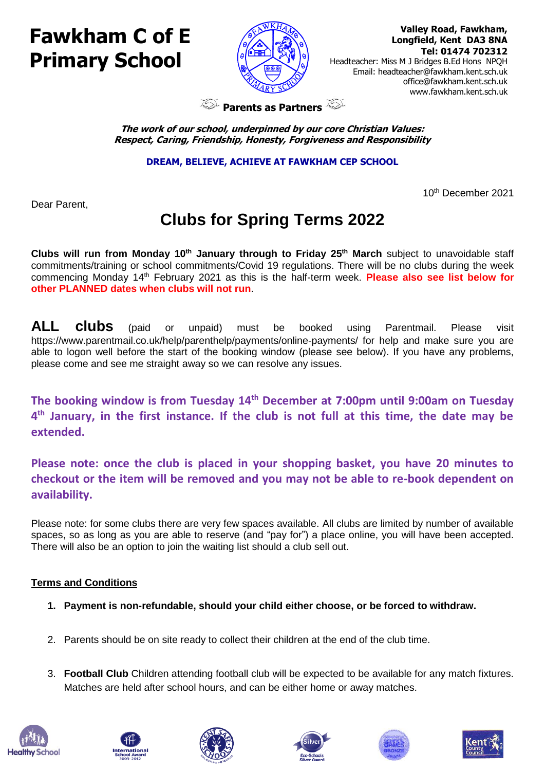# Fawkham C of E Primary School

**Valley Road, Fawkham, Longfield, Kent DA3 8NA**
**Tel: 01474 702312**
Headteacher: Miss M J Bridges B.Ed Hons NPQH
Email: headteacher@fawkham.kent.sch.uk
office@fawkham.kent.sch.uk
www.fawkham.kent.sch.uk

**Parents as Partners**

***The work of our school, underpinned by our core Christian Values: Respect, Caring, Friendship, Honesty, Forgiveness and Responsibility***

**DREAM, BELIEVE, ACHIEVE AT FAWKHAM CEP SCHOOL**

10th December 2021

Dear Parent,

## Clubs for Spring Terms 2022

**Clubs will run from Monday 10th January through to Friday 25th March** subject to unavoidable staff commitments/training or school commitments/Covid 19 regulations. There will be no clubs during the week commencing Monday 14th February 2021 as this is the half-term week. **Please also see list below for other PLANNED dates when clubs will not run**.

**ALL clubs** (paid or unpaid) must be booked using Parentmail. Please visit https://www.parentmail.co.uk/help/parenthelp/payments/online-payments/ for help and make sure you are able to logon well before the start of the booking window (please see below). If you have any problems, please come and see me straight away so we can resolve any issues.

**The booking window is from Tuesday 14th December at 7:00pm until 9:00am on Tuesday 4th January, in the first instance. If the club is not full at this time, the date may be extended.**

**Please note: once the club is placed in your shopping basket, you have 20 minutes to checkout or the item will be removed and you may not be able to re-book dependent on availability.**

Please note: for some clubs there are very few spaces available. All clubs are limited by number of available spaces, so as long as you are able to reserve (and "pay for") a place online, you will have been accepted. There will also be an option to join the waiting list should a club sell out.

**Terms and Conditions**

1. **Payment is non-refundable, should your child either choose, or be forced to withdraw.**
2. Parents should be on site ready to collect their children at the end of the club time.
3. **Football Club** Children attending football club will be expected to be available for any match fixtures. Matches are held after school hours, and can be either home or away matches.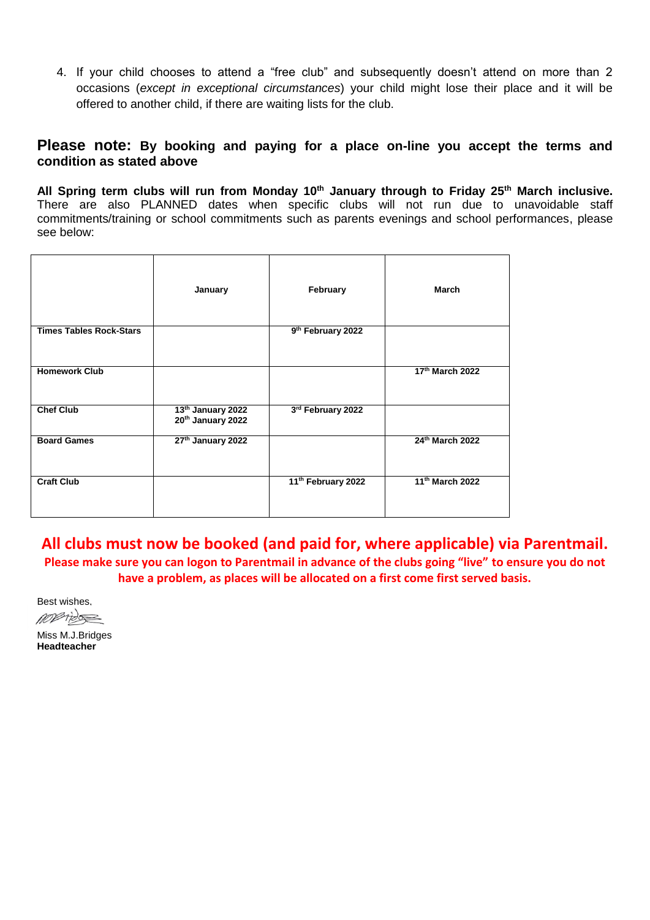4. If your child chooses to attend a "free club" and subsequently doesn't attend on more than 2 occasions (*except in exceptional circumstances*) your child might lose their place and it will be offered to another child, if there are waiting lists for the club.

**Please note: By booking and paying for a place on-line you accept the terms and condition as stated above**

**All Spring term clubs will run from Monday 10th January through to Friday 25th March inclusive.** There are also PLANNED dates when specific clubs will not run due to unavoidable staff commitments/training or school commitments such as parents evenings and school performances, please see below:

| | January | February | March |
|---|---|---|---|
| **Times Tables Rock-Stars** | | **9th February 2022** | |
| **Homework Club** | | | **17th March 2022** |
| **Chef Club** | **13th January 2022** **20th January 2022** | **3rd February 2022** | |
| **Board Games** | **27th January 2022** | | **24th March 2022** |
| **Craft Club** | | **11th February 2022** | **11th March 2022** |

**All clubs must now be booked (and paid for, where applicable) via Parentmail.**

**Please make sure you can logon to Parentmail in advance of the clubs going "live" to ensure you do not have a problem, as places will be allocated on a first come first served basis.**

Best wishes,

Miss M.J.Bridges
**Headteacher**